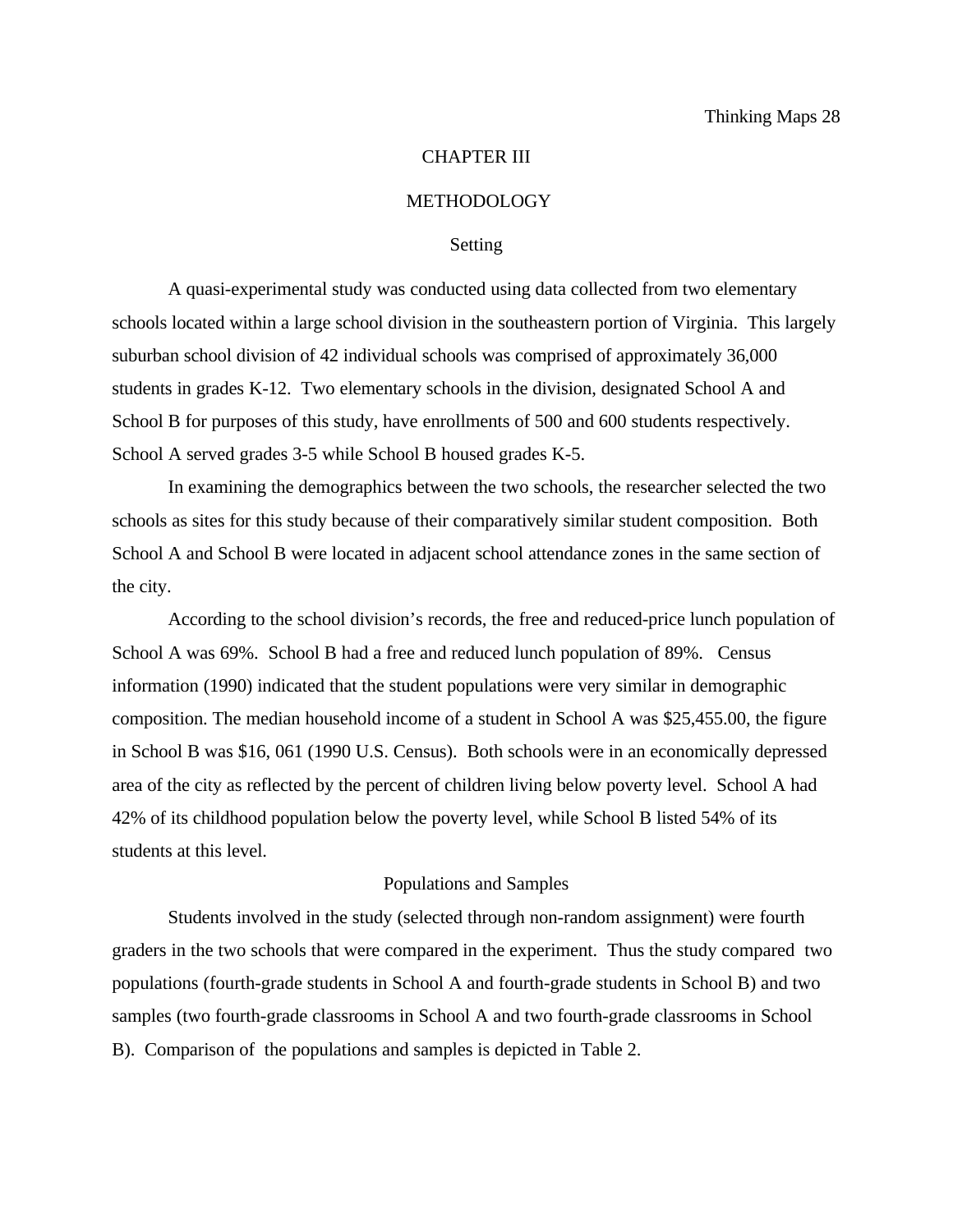# CHAPTER III

# METHODOLOGY

## Setting

A quasi-experimental study was conducted using data collected from two elementary schools located within a large school division in the southeastern portion of Virginia. This largely suburban school division of 42 individual schools was comprised of approximately 36,000 students in grades K-12. Two elementary schools in the division, designated School A and School B for purposes of this study, have enrollments of 500 and 600 students respectively. School A served grades 3-5 while School B housed grades K-5.

In examining the demographics between the two schools, the researcher selected the two schools as sites for this study because of their comparatively similar student composition. Both School A and School B were located in adjacent school attendance zones in the same section of the city.

According to the school division's records, the free and reduced-price lunch population of School A was 69%. School B had a free and reduced lunch population of 89%. Census information (1990) indicated that the student populations were very similar in demographic composition. The median household income of a student in School A was $25,455.00, the figure in School B was $16, 061 (1990 U.S. Census). Both schools were in an economically depressed area of the city as reflected by the percent of children living below poverty level. School A had 42% of its childhood population below the poverty level, while School B listed 54% of its students at this level.

## Populations and Samples

Students involved in the study (selected through non-random assignment) were fourth graders in the two schools that were compared in the experiment. Thus the study compared two populations (fourth-grade students in School A and fourth-grade students in School B) and two samples (two fourth-grade classrooms in School A and two fourth-grade classrooms in School B). Comparison of the populations and samples is depicted in Table 2.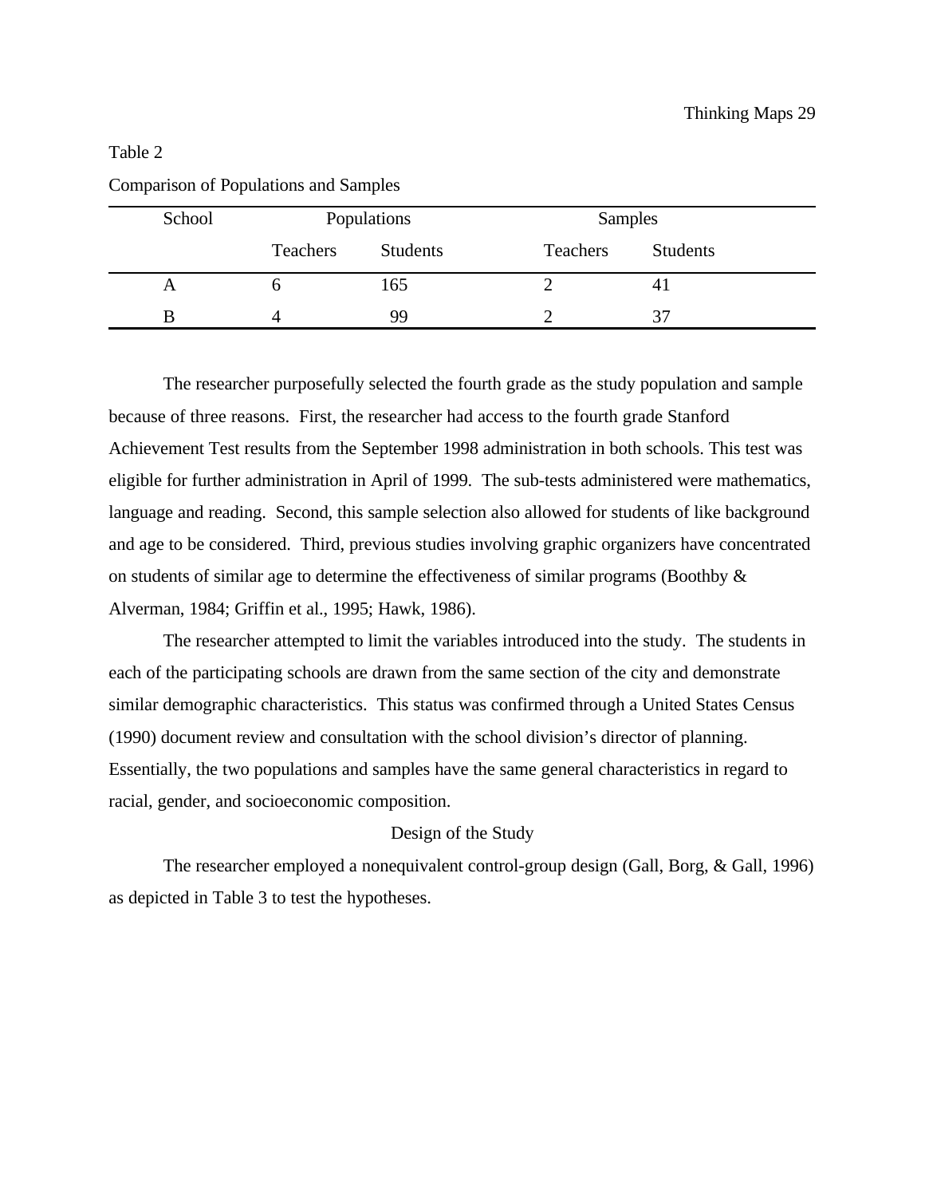Table 2

Comparison of Populations and Samples

| School | Populations | | Samples | |
|---|---|---|---|---|
| | Teachers | Students | Teachers | Students |
| A | 6 | 165 | 2 | 41 |
| B | 4 | 99 | 2 | 37 |

The researcher purposefully selected the fourth grade as the study population and sample because of three reasons. First, the researcher had access to the fourth grade Stanford Achievement Test results from the September 1998 administration in both schools. This test was eligible for further administration in April of 1999. The sub-tests administered were mathematics, language and reading. Second, this sample selection also allowed for students of like background and age to be considered. Third, previous studies involving graphic organizers have concentrated on students of similar age to determine the effectiveness of similar programs (Boothby & Alverman, 1984; Griffin et al., 1995; Hawk, 1986).

The researcher attempted to limit the variables introduced into the study. The students in each of the participating schools are drawn from the same section of the city and demonstrate similar demographic characteristics. This status was confirmed through a United States Census (1990) document review and consultation with the school division's director of planning. Essentially, the two populations and samples have the same general characteristics in regard to racial, gender, and socioeconomic composition.

## Design of the Study

The researcher employed a nonequivalent control-group design (Gall, Borg, & Gall, 1996) as depicted in Table 3 to test the hypotheses.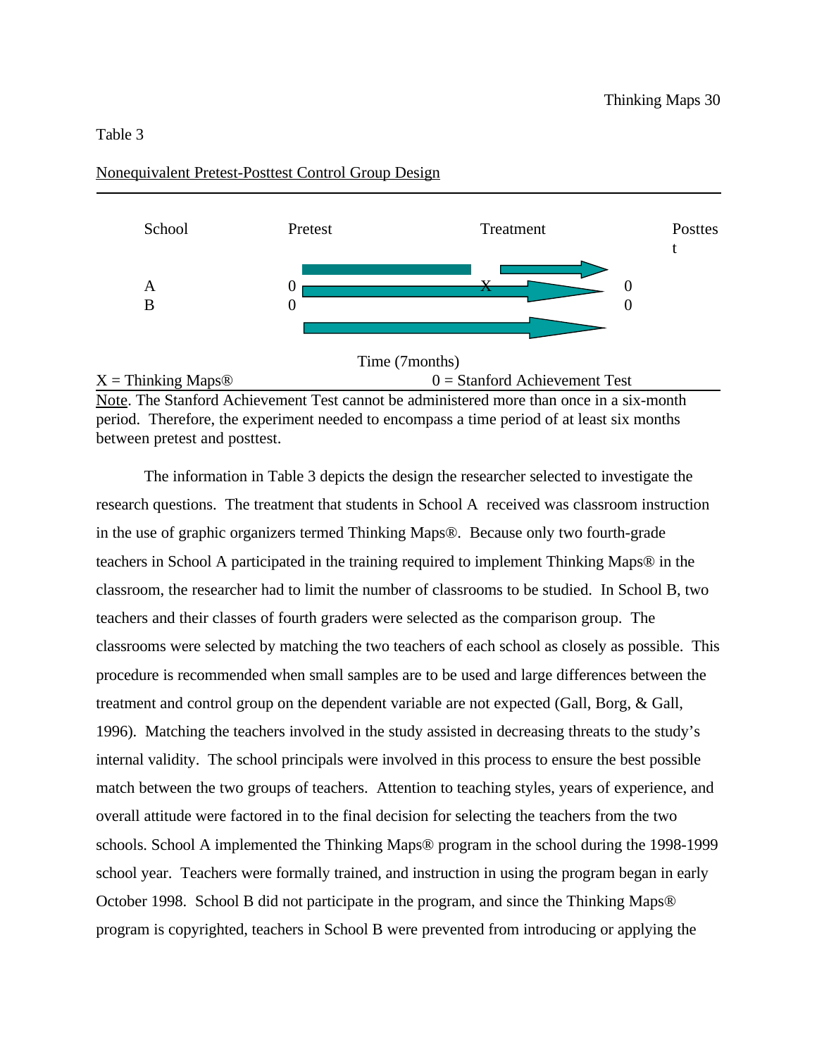Table 3

Nonequivalent Pretest-Posttest Control Group Design

| School | Pretest | Treatment | Posttest |
|---|---|---|---|
| A | 0 | X | 0 |
| B | 0 | | 0 |

Time (7months)

X = Thinking Maps®     0 = Stanford Achievement Test

Note. The Stanford Achievement Test cannot be administered more than once in a six-month period. Therefore, the experiment needed to encompass a time period of at least six months between pretest and posttest.

The information in Table 3 depicts the design the researcher selected to investigate the research questions. The treatment that students in School A received was classroom instruction in the use of graphic organizers termed Thinking Maps®. Because only two fourth-grade teachers in School A participated in the training required to implement Thinking Maps® in the classroom, the researcher had to limit the number of classrooms to be studied. In School B, two teachers and their classes of fourth graders were selected as the comparison group. The classrooms were selected by matching the two teachers of each school as closely as possible. This procedure is recommended when small samples are to be used and large differences between the treatment and control group on the dependent variable are not expected (Gall, Borg, & Gall, 1996). Matching the teachers involved in the study assisted in decreasing threats to the study's internal validity. The school principals were involved in this process to ensure the best possible match between the two groups of teachers. Attention to teaching styles, years of experience, and overall attitude were factored in to the final decision for selecting the teachers from the two schools. School A implemented the Thinking Maps® program in the school during the 1998-1999 school year. Teachers were formally trained, and instruction in using the program began in early October 1998. School B did not participate in the program, and since the Thinking Maps® program is copyrighted, teachers in School B were prevented from introducing or applying the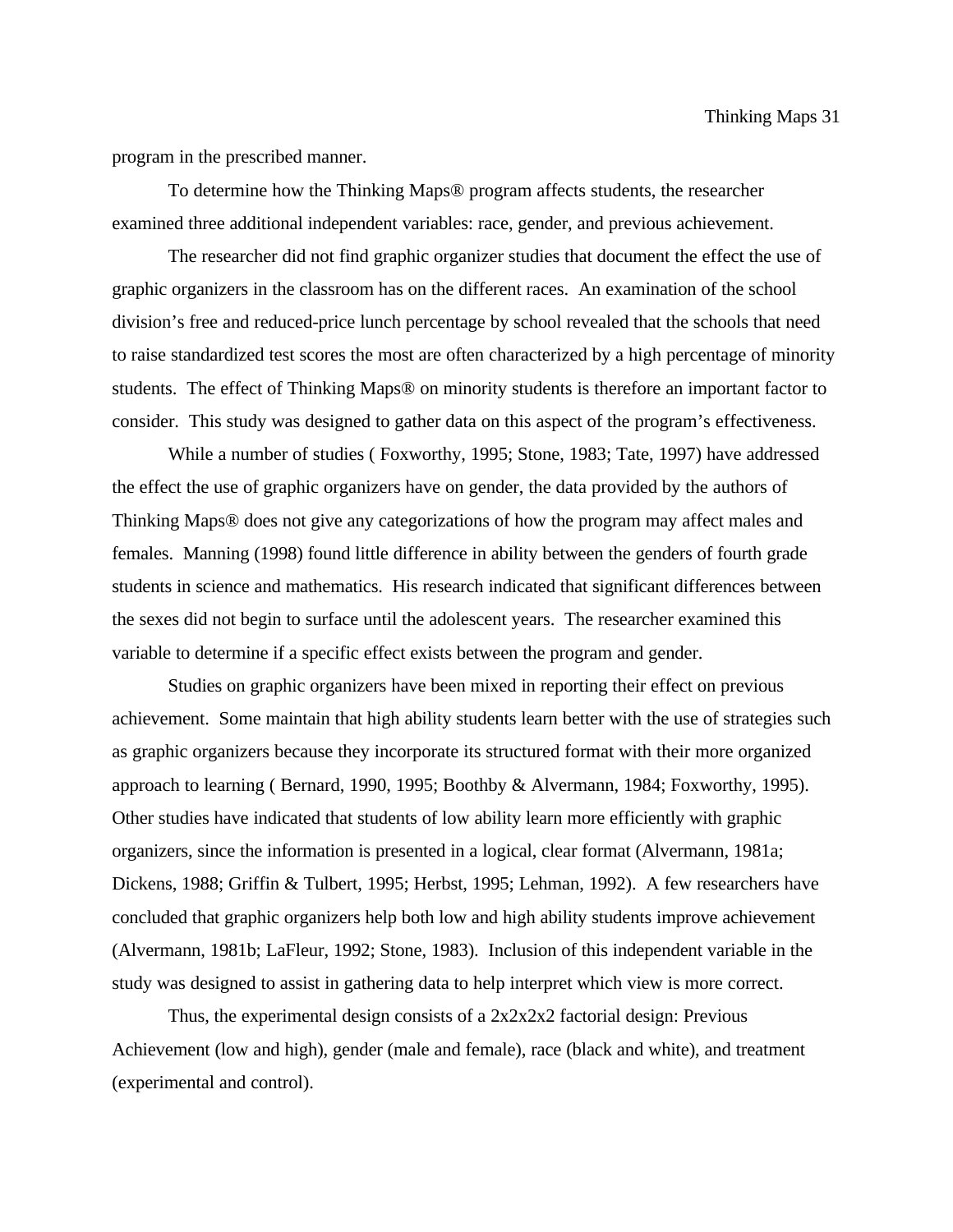program in the prescribed manner.

To determine how the Thinking Maps® program affects students, the researcher examined three additional independent variables: race, gender, and previous achievement.

The researcher did not find graphic organizer studies that document the effect the use of graphic organizers in the classroom has on the different races. An examination of the school division's free and reduced-price lunch percentage by school revealed that the schools that need to raise standardized test scores the most are often characterized by a high percentage of minority students. The effect of Thinking Maps® on minority students is therefore an important factor to consider. This study was designed to gather data on this aspect of the program's effectiveness.

While a number of studies ( Foxworthy, 1995; Stone, 1983; Tate, 1997) have addressed the effect the use of graphic organizers have on gender, the data provided by the authors of Thinking Maps® does not give any categorizations of how the program may affect males and females. Manning (1998) found little difference in ability between the genders of fourth grade students in science and mathematics. His research indicated that significant differences between the sexes did not begin to surface until the adolescent years. The researcher examined this variable to determine if a specific effect exists between the program and gender.

Studies on graphic organizers have been mixed in reporting their effect on previous achievement. Some maintain that high ability students learn better with the use of strategies such as graphic organizers because they incorporate its structured format with their more organized approach to learning ( Bernard, 1990, 1995; Boothby & Alvermann, 1984; Foxworthy, 1995). Other studies have indicated that students of low ability learn more efficiently with graphic organizers, since the information is presented in a logical, clear format (Alvermann, 1981a; Dickens, 1988; Griffin & Tulbert, 1995; Herbst, 1995; Lehman, 1992). A few researchers have concluded that graphic organizers help both low and high ability students improve achievement (Alvermann, 1981b; LaFleur, 1992; Stone, 1983). Inclusion of this independent variable in the study was designed to assist in gathering data to help interpret which view is more correct.

Thus, the experimental design consists of a 2x2x2x2 factorial design: Previous Achievement (low and high), gender (male and female), race (black and white), and treatment (experimental and control).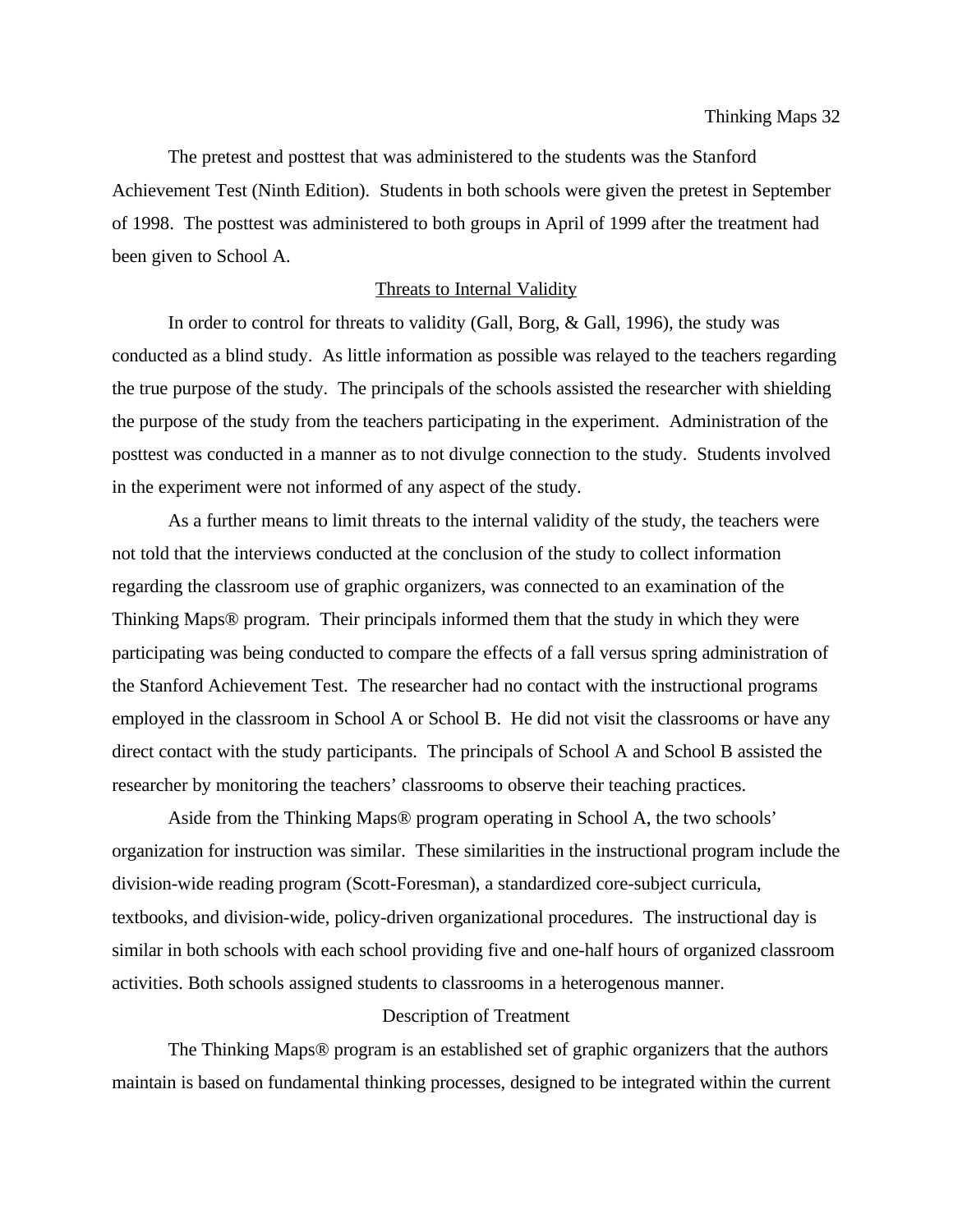The pretest and posttest that was administered to the students was the Stanford Achievement Test (Ninth Edition). Students in both schools were given the pretest in September of 1998. The posttest was administered to both groups in April of 1999 after the treatment had been given to School A.

## Threats to Internal Validity

In order to control for threats to validity (Gall, Borg, & Gall, 1996), the study was conducted as a blind study. As little information as possible was relayed to the teachers regarding the true purpose of the study. The principals of the schools assisted the researcher with shielding the purpose of the study from the teachers participating in the experiment. Administration of the posttest was conducted in a manner as to not divulge connection to the study. Students involved in the experiment were not informed of any aspect of the study.

As a further means to limit threats to the internal validity of the study, the teachers were not told that the interviews conducted at the conclusion of the study to collect information regarding the classroom use of graphic organizers, was connected to an examination of the Thinking Maps® program. Their principals informed them that the study in which they were participating was being conducted to compare the effects of a fall versus spring administration of the Stanford Achievement Test. The researcher had no contact with the instructional programs employed in the classroom in School A or School B. He did not visit the classrooms or have any direct contact with the study participants. The principals of School A and School B assisted the researcher by monitoring the teachers' classrooms to observe their teaching practices.

Aside from the Thinking Maps® program operating in School A, the two schools' organization for instruction was similar. These similarities in the instructional program include the division-wide reading program (Scott-Foresman), a standardized core-subject curricula, textbooks, and division-wide, policy-driven organizational procedures. The instructional day is similar in both schools with each school providing five and one-half hours of organized classroom activities. Both schools assigned students to classrooms in a heterogenous manner.

## Description of Treatment

The Thinking Maps® program is an established set of graphic organizers that the authors maintain is based on fundamental thinking processes, designed to be integrated within the current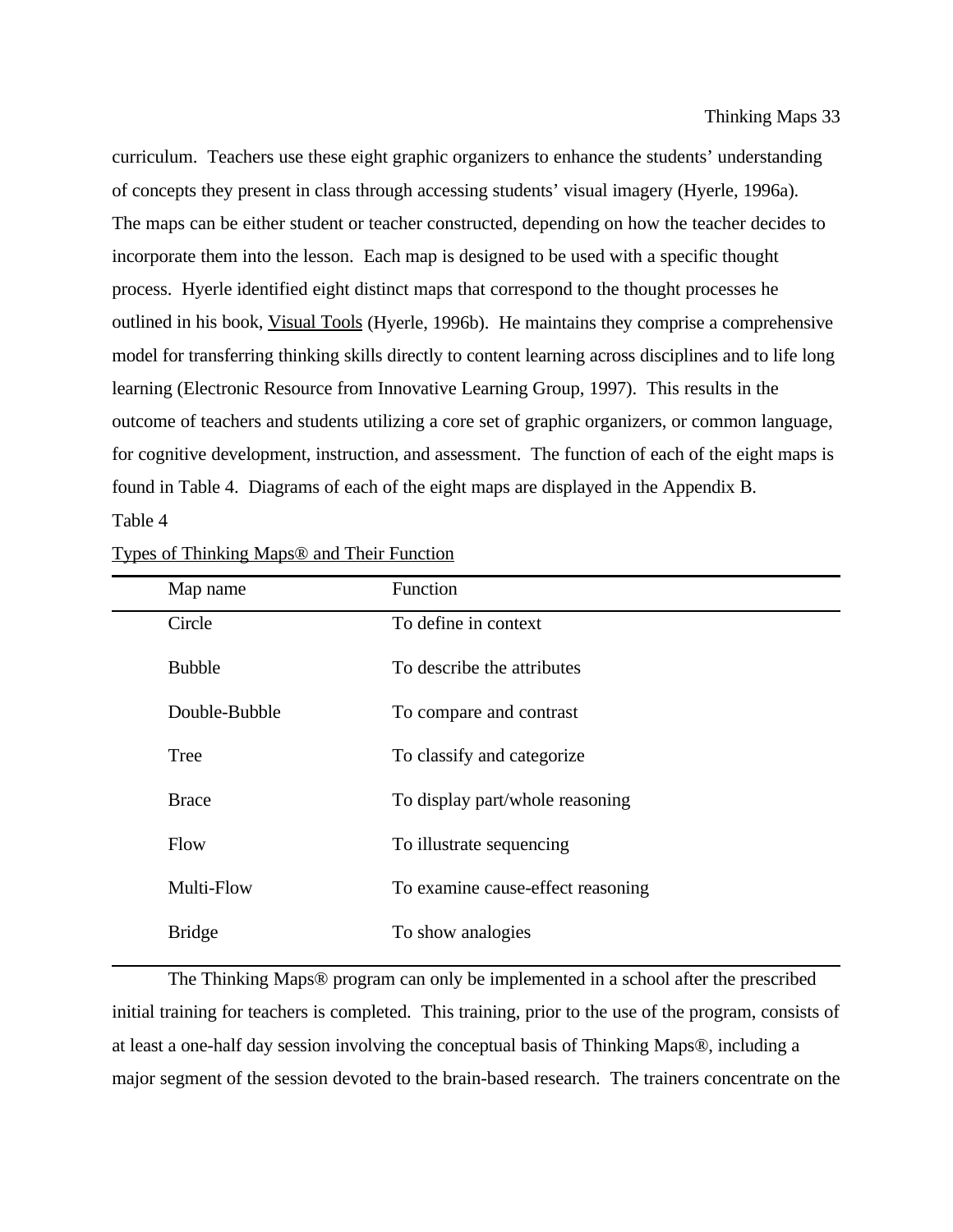curriculum. Teachers use these eight graphic organizers to enhance the students' understanding of concepts they present in class through accessing students' visual imagery (Hyerle, 1996a). The maps can be either student or teacher constructed, depending on how the teacher decides to incorporate them into the lesson. Each map is designed to be used with a specific thought process. Hyerle identified eight distinct maps that correspond to the thought processes he outlined in his book, <u>Visual Tools</u> (Hyerle, 1996b). He maintains they comprise a comprehensive model for transferring thinking skills directly to content learning across disciplines and to life long learning (Electronic Resource from Innovative Learning Group, 1997). This results in the outcome of teachers and students utilizing a core set of graphic organizers, or common language, for cognitive development, instruction, and assessment. The function of each of the eight maps is found in Table 4. Diagrams of each of the eight maps are displayed in the Appendix B.

Table 4

<u>Types of Thinking Maps® and Their Function</u>

| Map name | Function |
|---|---|
| Circle | To define in context |
| Bubble | To describe the attributes |
| Double-Bubble | To compare and contrast |
| Tree | To classify and categorize |
| Brace | To display part/whole reasoning |
| Flow | To illustrate sequencing |
| Multi-Flow | To examine cause-effect reasoning |
| Bridge | To show analogies |

The Thinking Maps® program can only be implemented in a school after the prescribed initial training for teachers is completed. This training, prior to the use of the program, consists of at least a one-half day session involving the conceptual basis of Thinking Maps®, including a major segment of the session devoted to the brain-based research. The trainers concentrate on the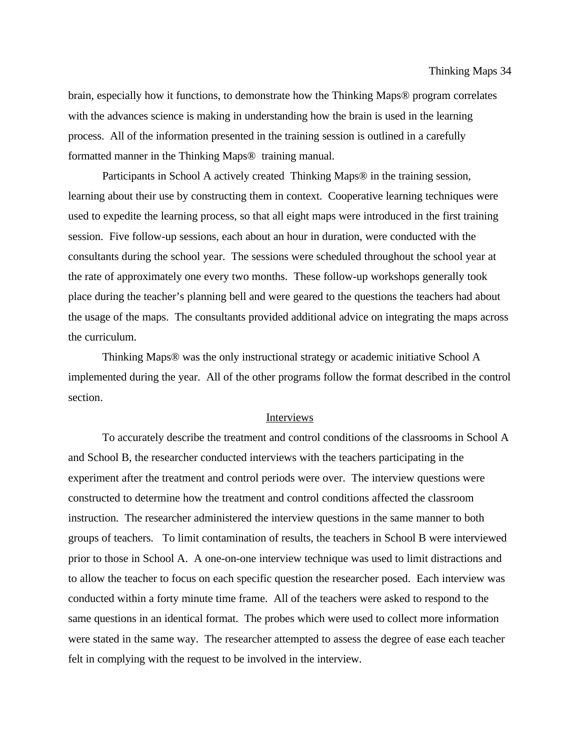brain, especially how it functions, to demonstrate how the Thinking Maps® program correlates with the advances science is making in understanding how the brain is used in the learning process. All of the information presented in the training session is outlined in a carefully formatted manner in the Thinking Maps® training manual.

Participants in School A actively created Thinking Maps® in the training session, learning about their use by constructing them in context. Cooperative learning techniques were used to expedite the learning process, so that all eight maps were introduced in the first training session. Five follow-up sessions, each about an hour in duration, were conducted with the consultants during the school year. The sessions were scheduled throughout the school year at the rate of approximately one every two months. These follow-up workshops generally took place during the teacher's planning bell and were geared to the questions the teachers had about the usage of the maps. The consultants provided additional advice on integrating the maps across the curriculum.

Thinking Maps® was the only instructional strategy or academic initiative School A implemented during the year. All of the other programs follow the format described in the control section.

## Interviews

To accurately describe the treatment and control conditions of the classrooms in School A and School B, the researcher conducted interviews with the teachers participating in the experiment after the treatment and control periods were over. The interview questions were constructed to determine how the treatment and control conditions affected the classroom instruction. The researcher administered the interview questions in the same manner to both groups of teachers. To limit contamination of results, the teachers in School B were interviewed prior to those in School A. A one-on-one interview technique was used to limit distractions and to allow the teacher to focus on each specific question the researcher posed. Each interview was conducted within a forty minute time frame. All of the teachers were asked to respond to the same questions in an identical format. The probes which were used to collect more information were stated in the same way. The researcher attempted to assess the degree of ease each teacher felt in complying with the request to be involved in the interview.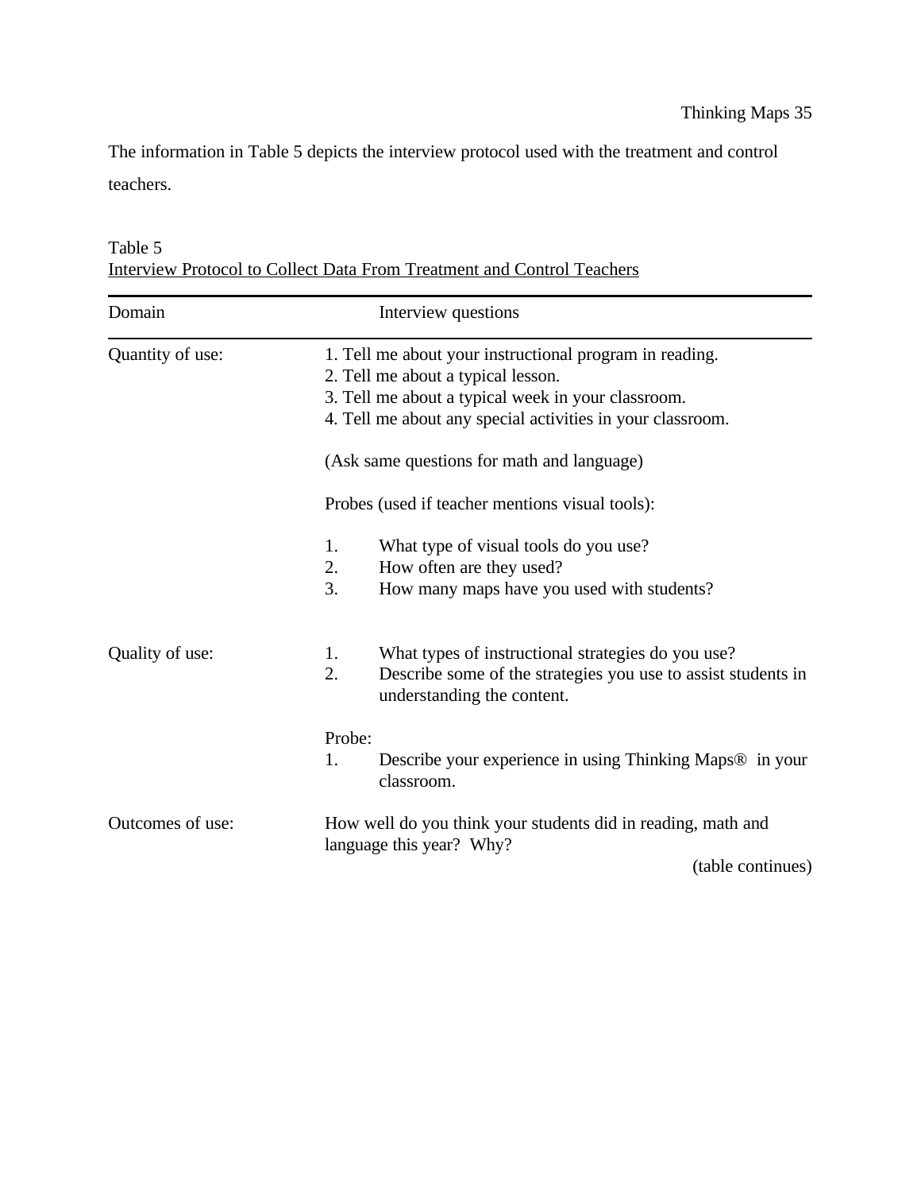The information in Table 5 depicts the interview protocol used with the treatment and control teachers.

Table 5
Interview Protocol to Collect Data From Treatment and Control Teachers

| Domain | Interview questions |
| --- | --- |
| Quantity of use: | 1. Tell me about your instructional program in reading.<br>2. Tell me about a typical lesson.<br>3. Tell me about a typical week in your classroom.<br>4. Tell me about any special activities in your classroom.<br><br>(Ask same questions for math and language)<br><br>Probes (used if teacher mentions visual tools):<br><br>1. What type of visual tools do you use?<br>2. How often are they used?<br>3. How many maps have you used with students? |
| Quality of use: | 1. What types of instructional strategies do you use?<br>2. Describe some of the strategies you use to assist students in understanding the content.<br><br>Probe:<br>1. Describe your experience in using Thinking Maps® in your classroom. |
| Outcomes of use: | How well do you think your students did in reading, math and language this year? Why? |

(table continues)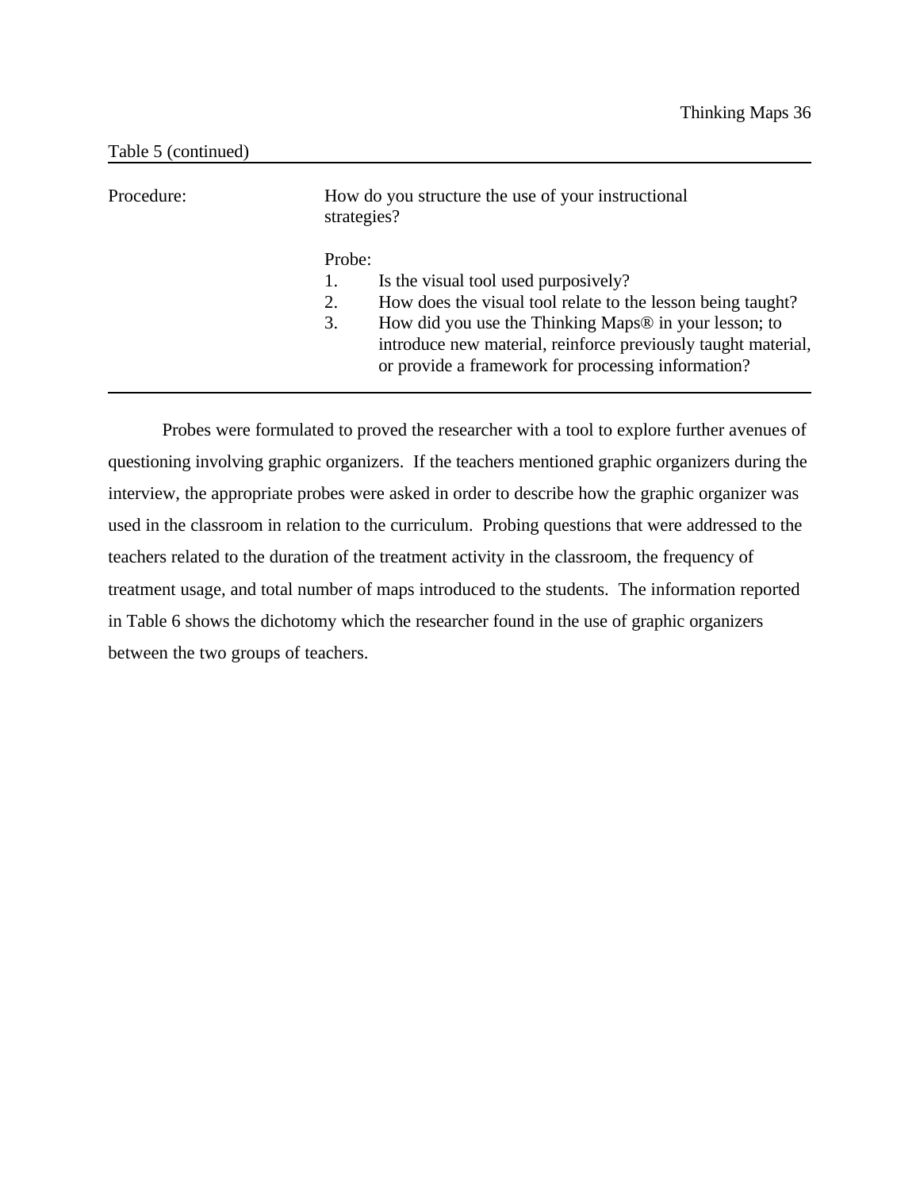Table 5 (continued)

| | |
|---|---|
| Procedure: | How do you structure the use of your instructional strategies?<br><br>Probe:<br>1. Is the visual tool used purposively?<br>2. How does the visual tool relate to the lesson being taught?<br>3. How did you use the Thinking Maps® in your lesson; to introduce new material, reinforce previously taught material, or provide a framework for processing information? |

Probes were formulated to proved the researcher with a tool to explore further avenues of questioning involving graphic organizers. If the teachers mentioned graphic organizers during the interview, the appropriate probes were asked in order to describe how the graphic organizer was used in the classroom in relation to the curriculum. Probing questions that were addressed to the teachers related to the duration of the treatment activity in the classroom, the frequency of treatment usage, and total number of maps introduced to the students. The information reported in Table 6 shows the dichotomy which the researcher found in the use of graphic organizers between the two groups of teachers.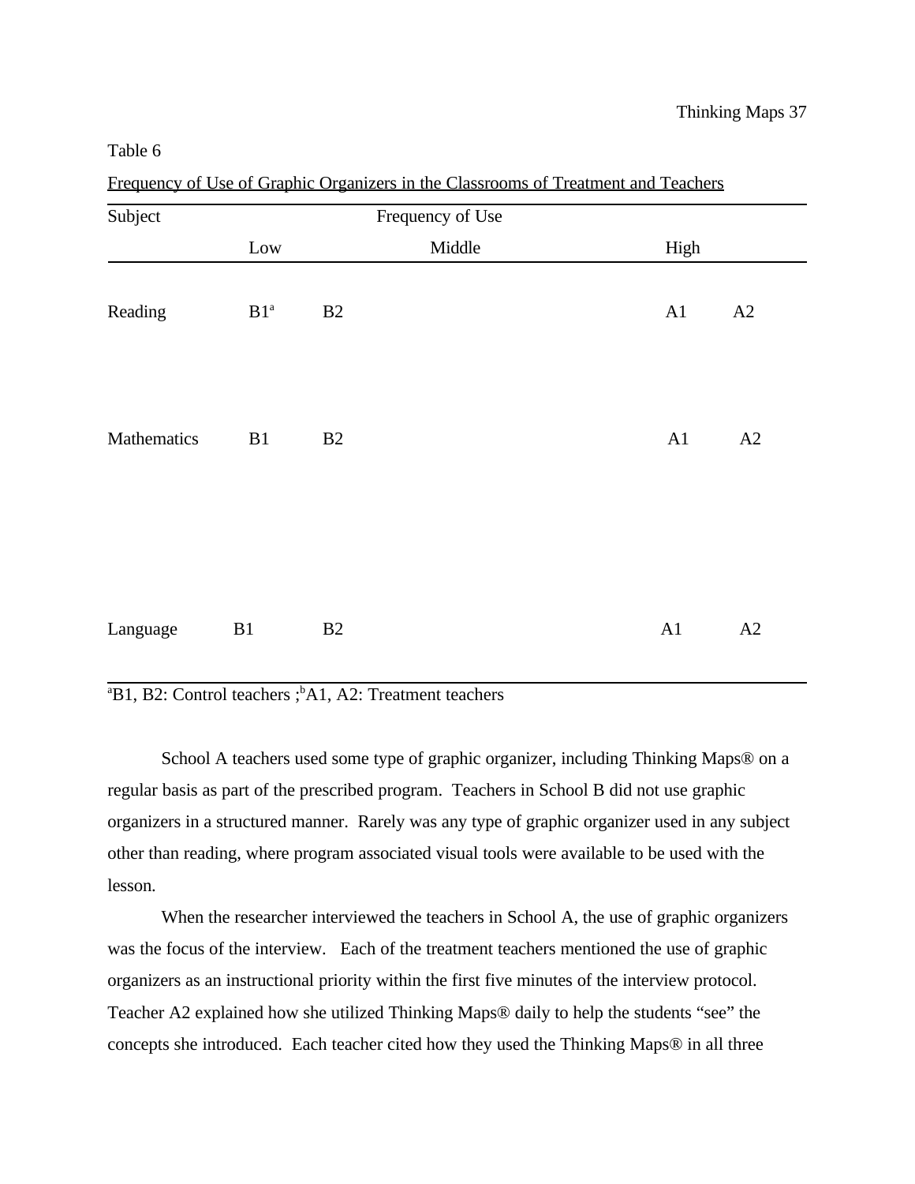Table 6

Frequency of Use of Graphic Organizers in the Classrooms of Treatment and Teachers

| Subject | Frequency of Use | | | | |
|---|---|---|---|---|---|
| | Low | | Middle | High | |
| Reading | B1[a] | B2 | | A1 | A2 |
| Mathematics | B1 | B2 | | A1 | A2 |
| Language | B1 | B2 | | A1 | A2 |

[a]B1, B2: Control teachers ;[b]A1, A2: Treatment teachers

School A teachers used some type of graphic organizer, including Thinking Maps® on a regular basis as part of the prescribed program. Teachers in School B did not use graphic organizers in a structured manner. Rarely was any type of graphic organizer used in any subject other than reading, where program associated visual tools were available to be used with the lesson.

When the researcher interviewed the teachers in School A, the use of graphic organizers was the focus of the interview. Each of the treatment teachers mentioned the use of graphic organizers as an instructional priority within the first five minutes of the interview protocol. Teacher A2 explained how she utilized Thinking Maps® daily to help the students "see" the concepts she introduced. Each teacher cited how they used the Thinking Maps® in all three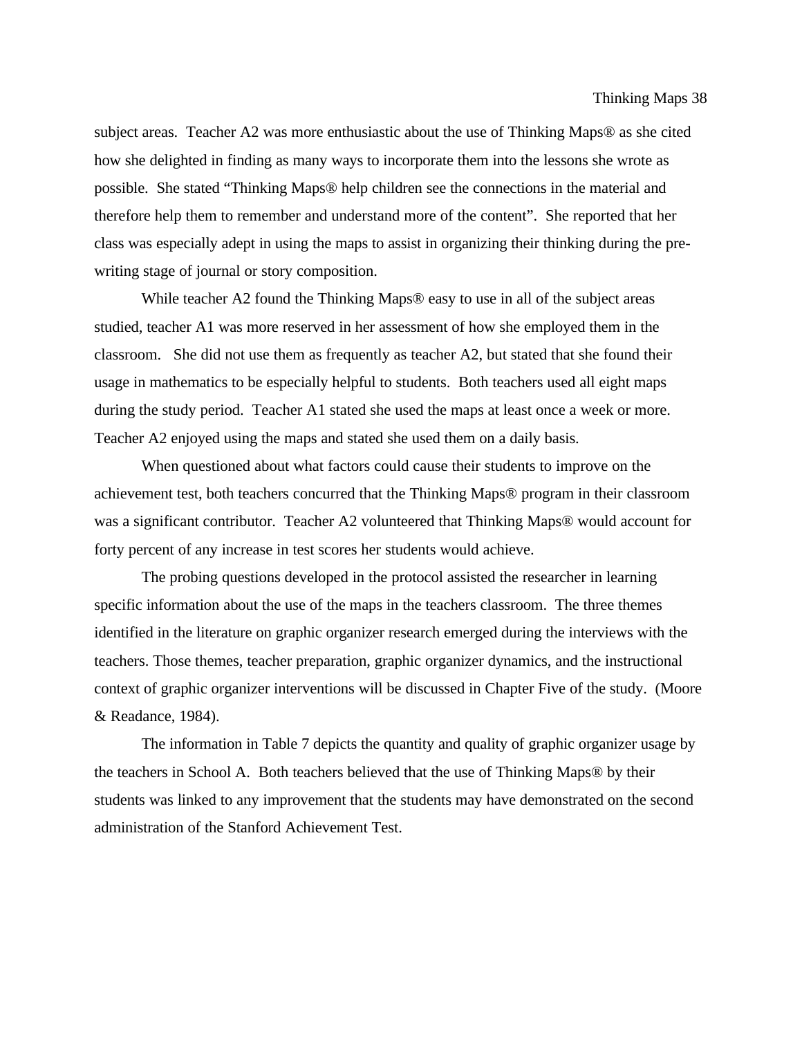subject areas. Teacher A2 was more enthusiastic about the use of Thinking Maps® as she cited how she delighted in finding as many ways to incorporate them into the lessons she wrote as possible. She stated "Thinking Maps® help children see the connections in the material and therefore help them to remember and understand more of the content". She reported that her class was especially adept in using the maps to assist in organizing their thinking during the pre-writing stage of journal or story composition.

While teacher A2 found the Thinking Maps® easy to use in all of the subject areas studied, teacher A1 was more reserved in her assessment of how she employed them in the classroom. She did not use them as frequently as teacher A2, but stated that she found their usage in mathematics to be especially helpful to students. Both teachers used all eight maps during the study period. Teacher A1 stated she used the maps at least once a week or more. Teacher A2 enjoyed using the maps and stated she used them on a daily basis.

When questioned about what factors could cause their students to improve on the achievement test, both teachers concurred that the Thinking Maps® program in their classroom was a significant contributor. Teacher A2 volunteered that Thinking Maps® would account for forty percent of any increase in test scores her students would achieve.

The probing questions developed in the protocol assisted the researcher in learning specific information about the use of the maps in the teachers classroom. The three themes identified in the literature on graphic organizer research emerged during the interviews with the teachers. Those themes, teacher preparation, graphic organizer dynamics, and the instructional context of graphic organizer interventions will be discussed in Chapter Five of the study. (Moore & Readance, 1984).

The information in Table 7 depicts the quantity and quality of graphic organizer usage by the teachers in School A. Both teachers believed that the use of Thinking Maps® by their students was linked to any improvement that the students may have demonstrated on the second administration of the Stanford Achievement Test.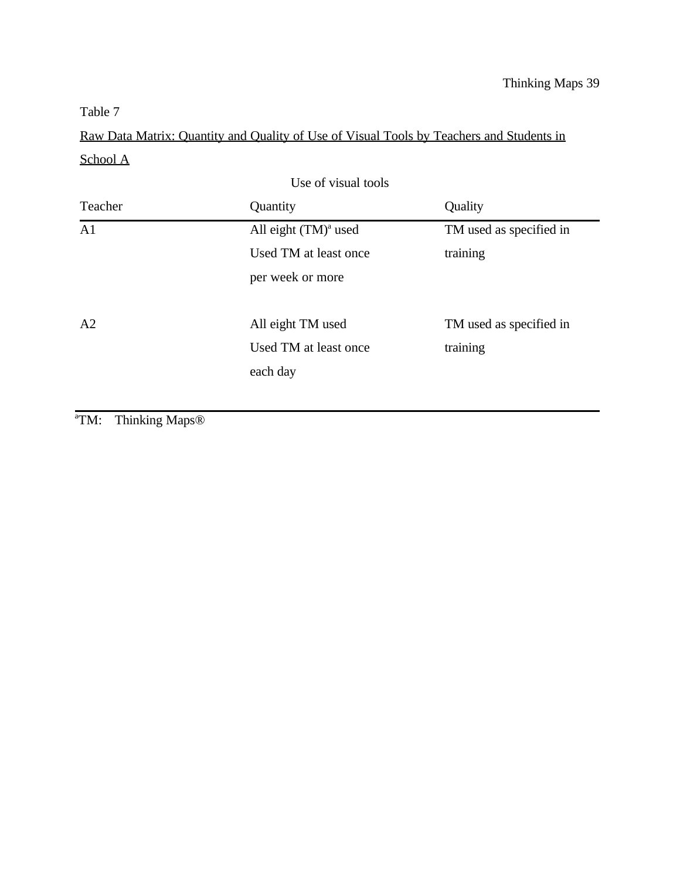Table 7

Raw Data Matrix: Quantity and Quality of Use of Visual Tools by Teachers and Students in School A

| | Use of visual tools | |
|---|---|---|
| Teacher | Quantity | Quality |
| A1 | All eight (TM)[a] used Used TM at least once per week or more | TM used as specified in training |
| A2 | All eight TM used Used TM at least once each day | TM used as specified in training |

[a]TM: Thinking Maps®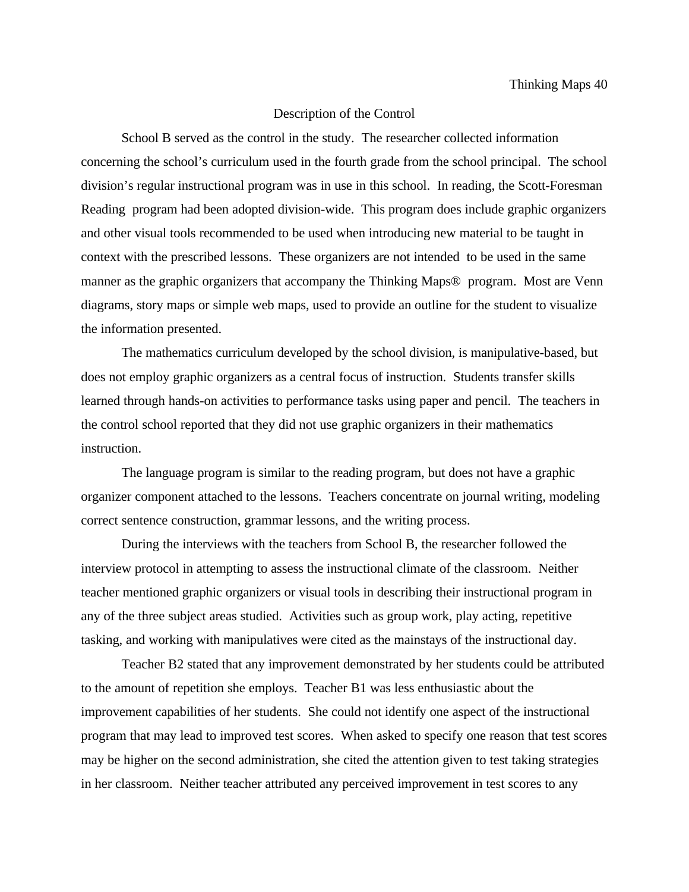## Description of the Control

School B served as the control in the study. The researcher collected information concerning the school's curriculum used in the fourth grade from the school principal. The school division's regular instructional program was in use in this school. In reading, the Scott-Foresman Reading program had been adopted division-wide. This program does include graphic organizers and other visual tools recommended to be used when introducing new material to be taught in context with the prescribed lessons. These organizers are not intended to be used in the same manner as the graphic organizers that accompany the Thinking Maps® program. Most are Venn diagrams, story maps or simple web maps, used to provide an outline for the student to visualize the information presented.

The mathematics curriculum developed by the school division, is manipulative-based, but does not employ graphic organizers as a central focus of instruction. Students transfer skills learned through hands-on activities to performance tasks using paper and pencil. The teachers in the control school reported that they did not use graphic organizers in their mathematics instruction.

The language program is similar to the reading program, but does not have a graphic organizer component attached to the lessons. Teachers concentrate on journal writing, modeling correct sentence construction, grammar lessons, and the writing process.

During the interviews with the teachers from School B, the researcher followed the interview protocol in attempting to assess the instructional climate of the classroom. Neither teacher mentioned graphic organizers or visual tools in describing their instructional program in any of the three subject areas studied. Activities such as group work, play acting, repetitive tasking, and working with manipulatives were cited as the mainstays of the instructional day.

Teacher B2 stated that any improvement demonstrated by her students could be attributed to the amount of repetition she employs. Teacher B1 was less enthusiastic about the improvement capabilities of her students. She could not identify one aspect of the instructional program that may lead to improved test scores. When asked to specify one reason that test scores may be higher on the second administration, she cited the attention given to test taking strategies in her classroom. Neither teacher attributed any perceived improvement in test scores to any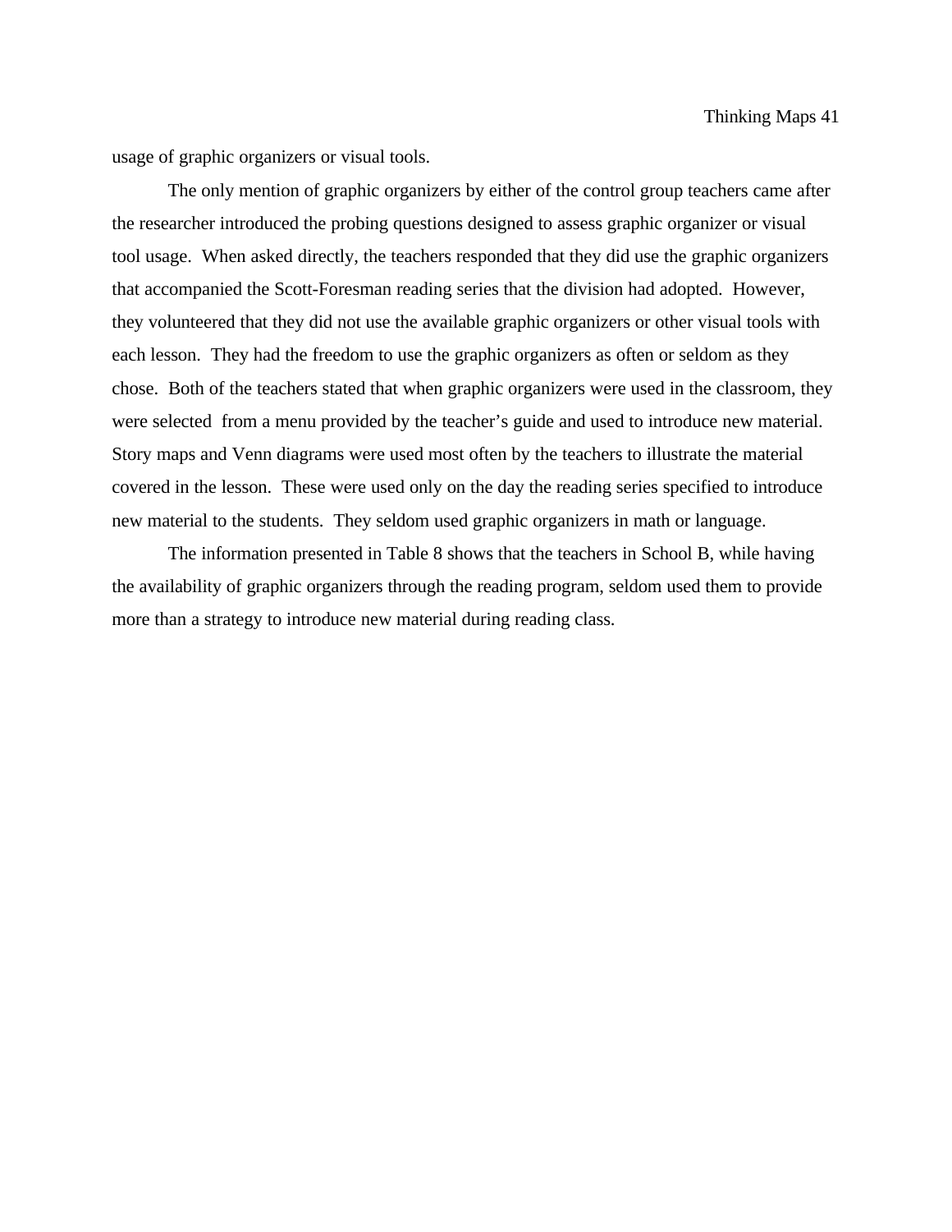usage of graphic organizers or visual tools.

The only mention of graphic organizers by either of the control group teachers came after the researcher introduced the probing questions designed to assess graphic organizer or visual tool usage. When asked directly, the teachers responded that they did use the graphic organizers that accompanied the Scott-Foresman reading series that the division had adopted. However, they volunteered that they did not use the available graphic organizers or other visual tools with each lesson. They had the freedom to use the graphic organizers as often or seldom as they chose. Both of the teachers stated that when graphic organizers were used in the classroom, they were selected from a menu provided by the teacher's guide and used to introduce new material. Story maps and Venn diagrams were used most often by the teachers to illustrate the material covered in the lesson. These were used only on the day the reading series specified to introduce new material to the students. They seldom used graphic organizers in math or language.

The information presented in Table 8 shows that the teachers in School B, while having the availability of graphic organizers through the reading program, seldom used them to provide more than a strategy to introduce new material during reading class.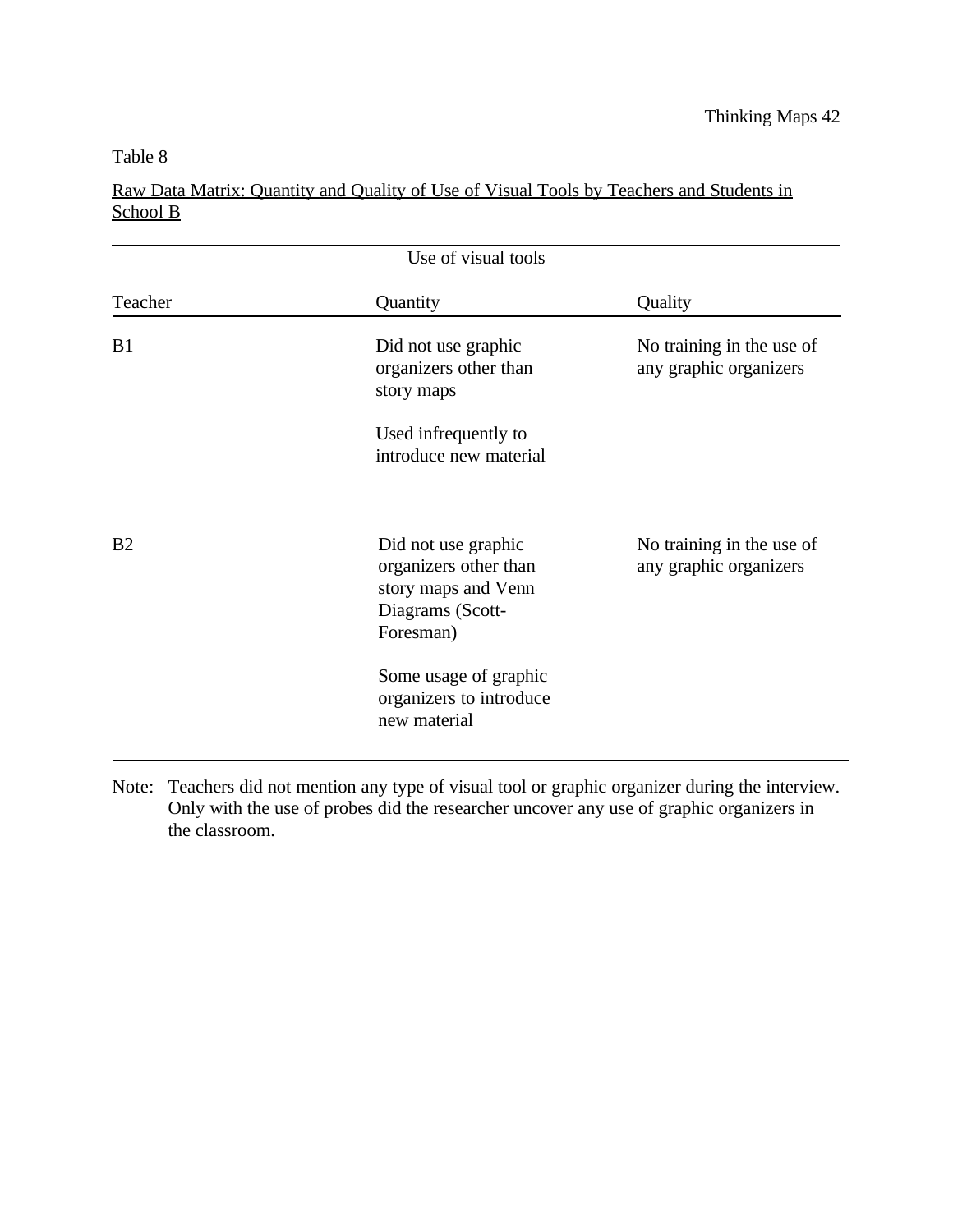Table 8

Raw Data Matrix: Quantity and Quality of Use of Visual Tools by Teachers and Students in School B

| | Use of visual tools | |
|---|---|---|
| Teacher | Quantity | Quality |
| B1 | Did not use graphic organizers other than story maps<br><br>Used infrequently to introduce new material | No training in the use of any graphic organizers |
| B2 | Did not use graphic organizers other than story maps and Venn Diagrams (Scott-Foresman)<br><br>Some usage of graphic organizers to introduce new material | No training in the use of any graphic organizers |

Note: Teachers did not mention any type of visual tool or graphic organizer during the interview. Only with the use of probes did the researcher uncover any use of graphic organizers in the classroom.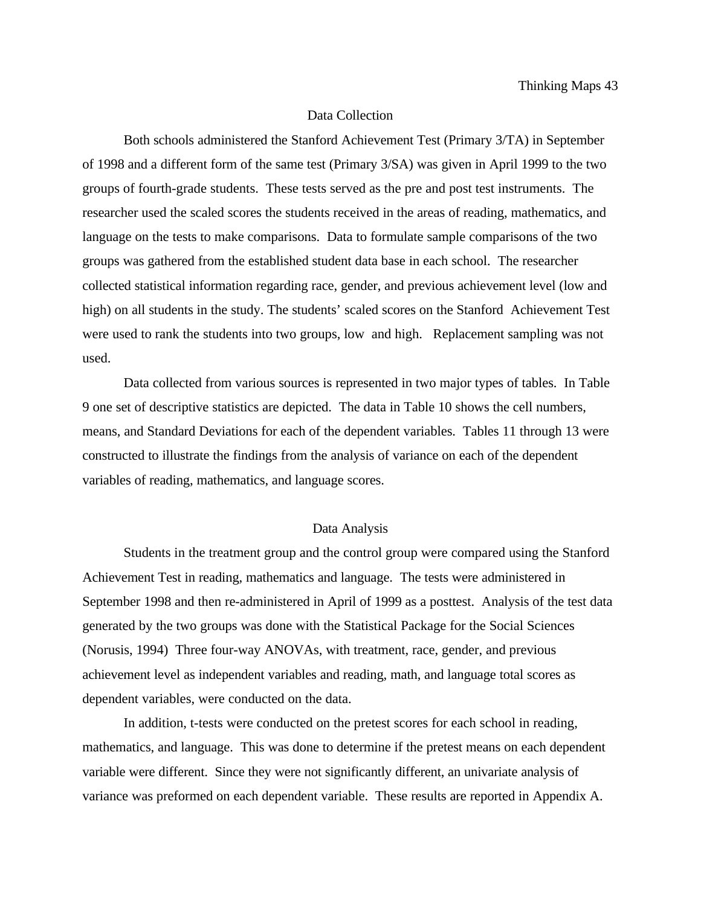## Data Collection

Both schools administered the Stanford Achievement Test (Primary 3/TA) in September of 1998 and a different form of the same test (Primary 3/SA) was given in April 1999 to the two groups of fourth-grade students. These tests served as the pre and post test instruments. The researcher used the scaled scores the students received in the areas of reading, mathematics, and language on the tests to make comparisons. Data to formulate sample comparisons of the two groups was gathered from the established student data base in each school. The researcher collected statistical information regarding race, gender, and previous achievement level (low and high) on all students in the study. The students' scaled scores on the Stanford Achievement Test were used to rank the students into two groups, low and high. Replacement sampling was not used.

Data collected from various sources is represented in two major types of tables. In Table 9 one set of descriptive statistics are depicted. The data in Table 10 shows the cell numbers, means, and Standard Deviations for each of the dependent variables. Tables 11 through 13 were constructed to illustrate the findings from the analysis of variance on each of the dependent variables of reading, mathematics, and language scores.

## Data Analysis

Students in the treatment group and the control group were compared using the Stanford Achievement Test in reading, mathematics and language. The tests were administered in September 1998 and then re-administered in April of 1999 as a posttest. Analysis of the test data generated by the two groups was done with the Statistical Package for the Social Sciences (Norusis, 1994) Three four-way ANOVAs, with treatment, race, gender, and previous achievement level as independent variables and reading, math, and language total scores as dependent variables, were conducted on the data.

In addition, t-tests were conducted on the pretest scores for each school in reading, mathematics, and language. This was done to determine if the pretest means on each dependent variable were different. Since they were not significantly different, an univariate analysis of variance was preformed on each dependent variable. These results are reported in Appendix A.